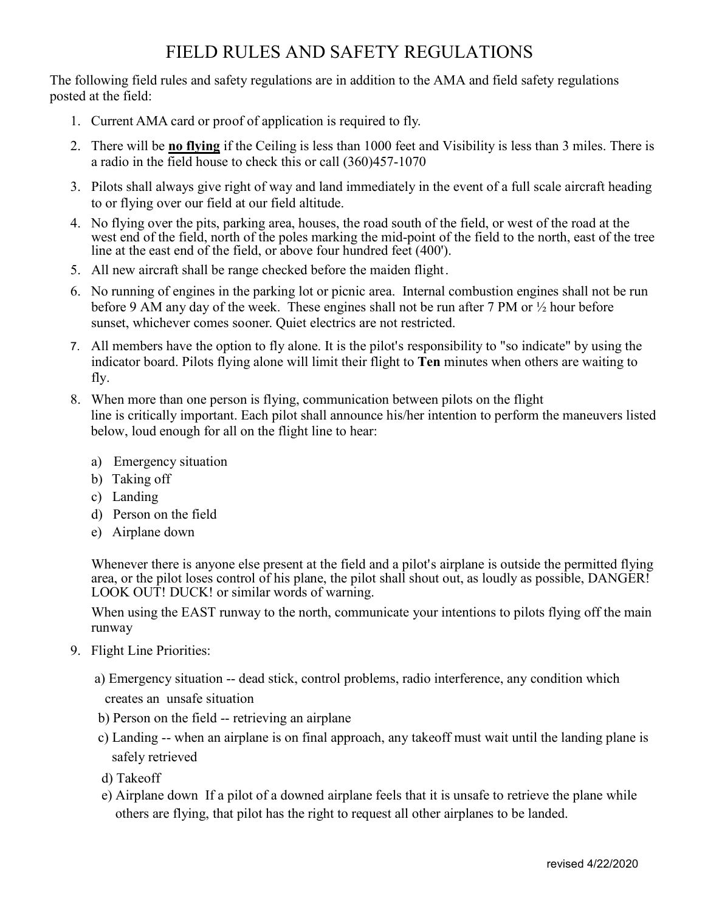# FIELD RULES AND SAFETY REGULATIONS

The following field rules and safety regulations are in addition to the AMA and field safety regulations posted at the field:

1. Current AMA card or proof of application is required to fly.
2. There will be **no flying** if the Ceiling is less than 1000 feet and Visibility is less than 3 miles. There is a radio in the field house to check this or call (360)457-1070
3. Pilots shall always give right of way and land immediately in the event of a full scale aircraft heading to or flying over our field at our field altitude.
4. No flying over the pits, parking area, houses, the road south of the field, or west of the road at the west end of the field, north of the poles marking the mid-point of the field to the north, east of the tree line at the east end of the field, or above four hundred feet (400').
5. All new aircraft shall be range checked before the maiden flight.
6. No running of engines in the parking lot or picnic area. Internal combustion engines shall not be run before 9 AM any day of the week. These engines shall not be run after 7 PM or ½ hour before sunset, whichever comes sooner. Quiet electrics are not restricted.
7. All members have the option to fly alone. It is the pilot's responsibility to "so indicate" by using the indicator board. Pilots flying alone will limit their flight to **Ten** minutes when others are waiting to fly.
8. When more than one person is flying, communication between pilots on the flight line is critically important. Each pilot shall announce his/her intention to perform the maneuvers listed below, loud enough for all on the flight line to hear:

   a) Emergency situation
   b) Taking off
   c) Landing
   d) Person on the field
   e) Airplane down

   Whenever there is anyone else present at the field and a pilot's airplane is outside the permitted flying area, or the pilot loses control of his plane, the pilot shall shout out, as loudly as possible, DANGER! LOOK OUT! DUCK! or similar words of warning.

   When using the EAST runway to the north, communicate your intentions to pilots flying off the main runway

9. Flight Line Priorities:

   a) Emergency situation -- dead stick, control problems, radio interference, any condition which creates an unsafe situation
   b) Person on the field -- retrieving an airplane
   c) Landing -- when an airplane is on final approach, any takeoff must wait until the landing plane is safely retrieved
   d) Takeoff
   e) Airplane down If a pilot of a downed airplane feels that it is unsafe to retrieve the plane while others are flying, that pilot has the right to request all other airplanes to be landed.

revised 4/22/2020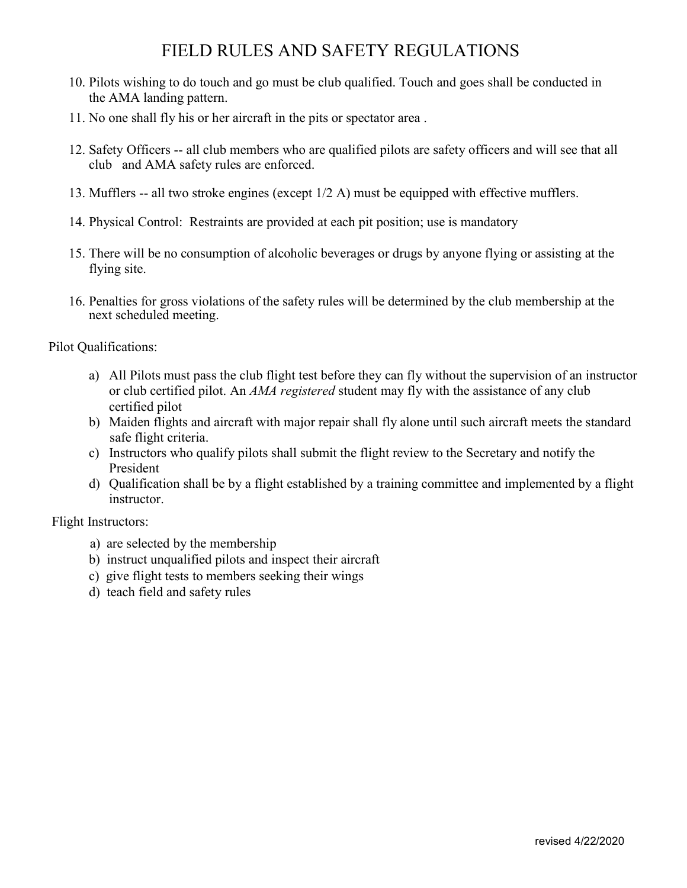# FIELD RULES AND SAFETY REGULATIONS

10. Pilots wishing to do touch and go must be club qualified. Touch and goes shall be conducted in the AMA landing pattern.
11. No one shall fly his or her aircraft in the pits or spectator area .
12. Safety Officers -- all club members who are qualified pilots are safety officers and will see that all club and AMA safety rules are enforced.
13. Mufflers -- all two stroke engines (except 1/2 A) must be equipped with effective mufflers.
14. Physical Control: Restraints are provided at each pit position; use is mandatory
15. There will be no consumption of alcoholic beverages or drugs by anyone flying or assisting at the flying site.
16. Penalties for gross violations of the safety rules will be determined by the club membership at the next scheduled meeting.

Pilot Qualifications:

a) All Pilots must pass the club flight test before they can fly without the supervision of an instructor or club certified pilot. An *AMA registered* student may fly with the assistance of any club certified pilot
b) Maiden flights and aircraft with major repair shall fly alone until such aircraft meets the standard safe flight criteria.
c) Instructors who qualify pilots shall submit the flight review to the Secretary and notify the President
d) Qualification shall be by a flight established by a training committee and implemented by a flight instructor.

Flight Instructors:

a) are selected by the membership
b) instruct unqualified pilots and inspect their aircraft
c) give flight tests to members seeking their wings
d) teach field and safety rules

revised 4/22/2020